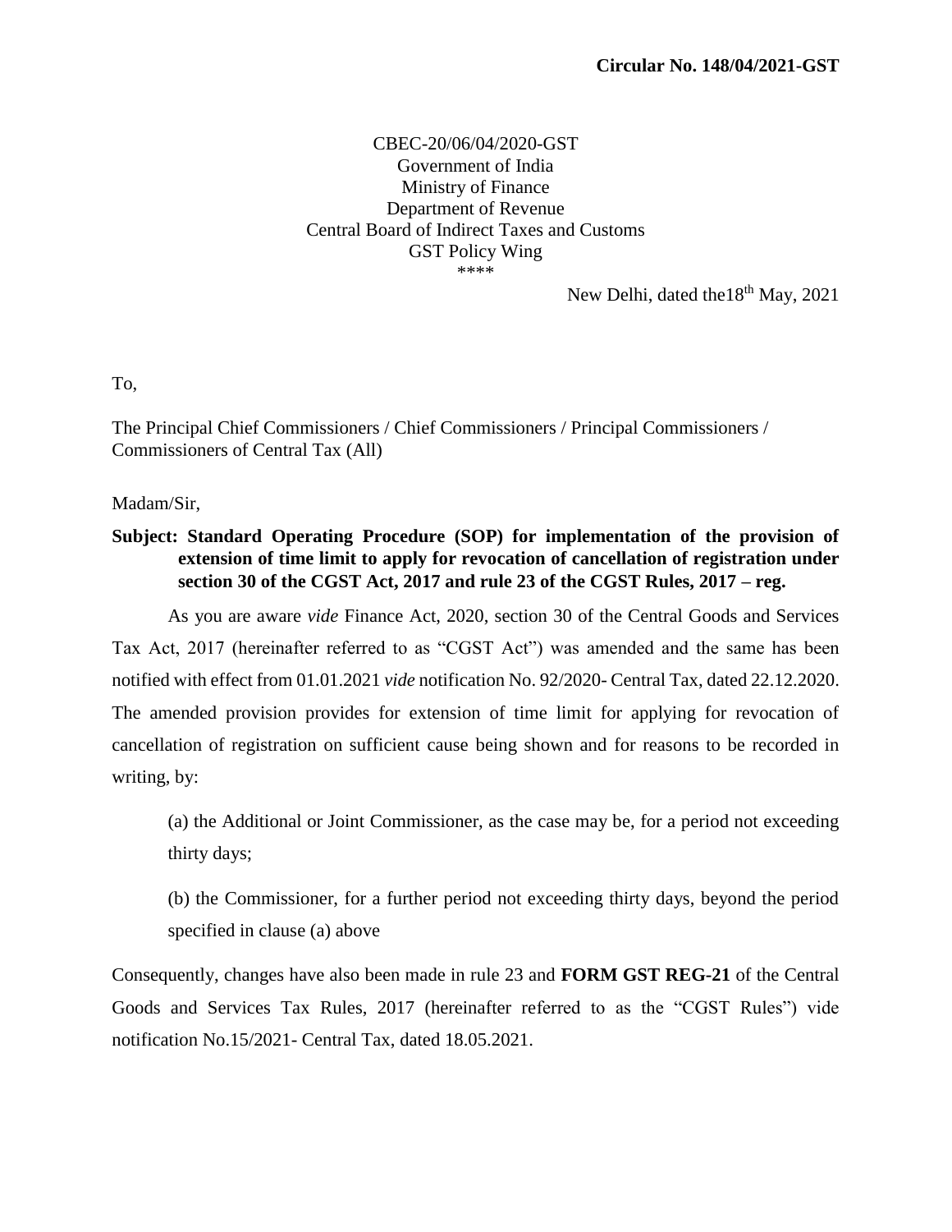**Circular No. 148/04/2021-GST**

CBEC-20/06/04/2020-GST
Government of India
Ministry of Finance
Department of Revenue
Central Board of Indirect Taxes and Customs
GST Policy Wing
\*\*\*\*

New Delhi, dated the18th May, 2021

To,

The Principal Chief Commissioners / Chief Commissioners / Principal Commissioners / Commissioners of Central Tax (All)

Madam/Sir,

**Subject: Standard Operating Procedure (SOP) for implementation of the provision of extension of time limit to apply for revocation of cancellation of registration under section 30 of the CGST Act, 2017 and rule 23 of the CGST Rules, 2017 – reg.**

As you are aware *vide* Finance Act, 2020, section 30 of the Central Goods and Services Tax Act, 2017 (hereinafter referred to as "CGST Act") was amended and the same has been notified with effect from 01.01.2021 *vide* notification No. 92/2020- Central Tax, dated 22.12.2020. The amended provision provides for extension of time limit for applying for revocation of cancellation of registration on sufficient cause being shown and for reasons to be recorded in writing, by:

(a) the Additional or Joint Commissioner, as the case may be, for a period not exceeding thirty days;

(b) the Commissioner, for a further period not exceeding thirty days, beyond the period specified in clause (a) above

Consequently, changes have also been made in rule 23 and **FORM GST REG-21** of the Central Goods and Services Tax Rules, 2017 (hereinafter referred to as the "CGST Rules") vide notification No.15/2021- Central Tax, dated 18.05.2021.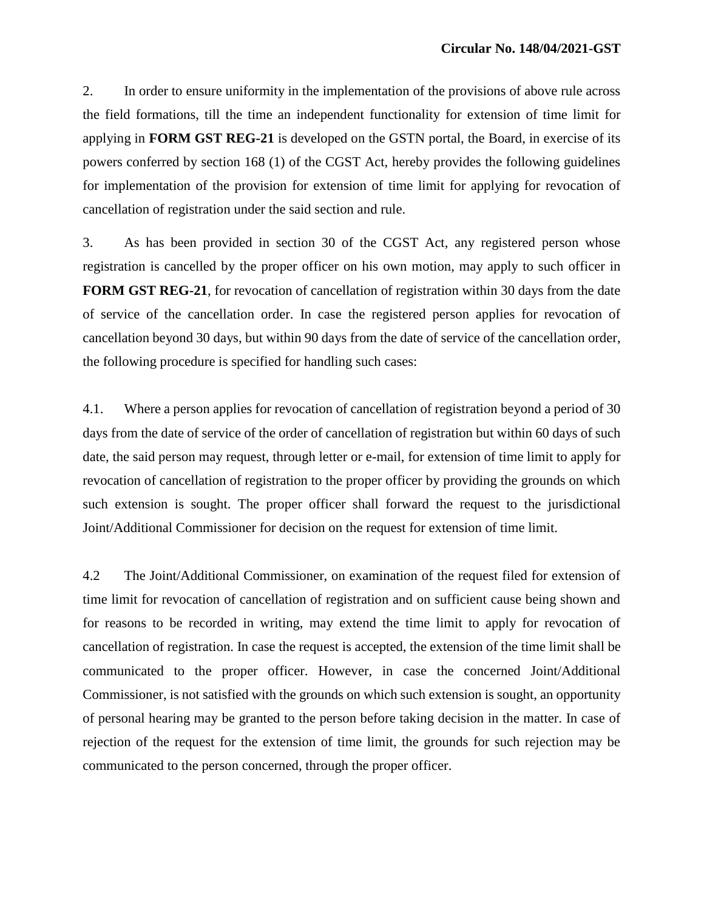2. In order to ensure uniformity in the implementation of the provisions of above rule across the field formations, till the time an independent functionality for extension of time limit for applying in **FORM GST REG-21** is developed on the GSTN portal, the Board, in exercise of its powers conferred by section 168 (1) of the CGST Act, hereby provides the following guidelines for implementation of the provision for extension of time limit for applying for revocation of cancellation of registration under the said section and rule.

3. As has been provided in section 30 of the CGST Act, any registered person whose registration is cancelled by the proper officer on his own motion, may apply to such officer in **FORM GST REG-21**, for revocation of cancellation of registration within 30 days from the date of service of the cancellation order. In case the registered person applies for revocation of cancellation beyond 30 days, but within 90 days from the date of service of the cancellation order, the following procedure is specified for handling such cases:

4.1. Where a person applies for revocation of cancellation of registration beyond a period of 30 days from the date of service of the order of cancellation of registration but within 60 days of such date, the said person may request, through letter or e-mail, for extension of time limit to apply for revocation of cancellation of registration to the proper officer by providing the grounds on which such extension is sought. The proper officer shall forward the request to the jurisdictional Joint/Additional Commissioner for decision on the request for extension of time limit.

4.2 The Joint/Additional Commissioner, on examination of the request filed for extension of time limit for revocation of cancellation of registration and on sufficient cause being shown and for reasons to be recorded in writing, may extend the time limit to apply for revocation of cancellation of registration. In case the request is accepted, the extension of the time limit shall be communicated to the proper officer. However, in case the concerned Joint/Additional Commissioner, is not satisfied with the grounds on which such extension is sought, an opportunity of personal hearing may be granted to the person before taking decision in the matter. In case of rejection of the request for the extension of time limit, the grounds for such rejection may be communicated to the person concerned, through the proper officer.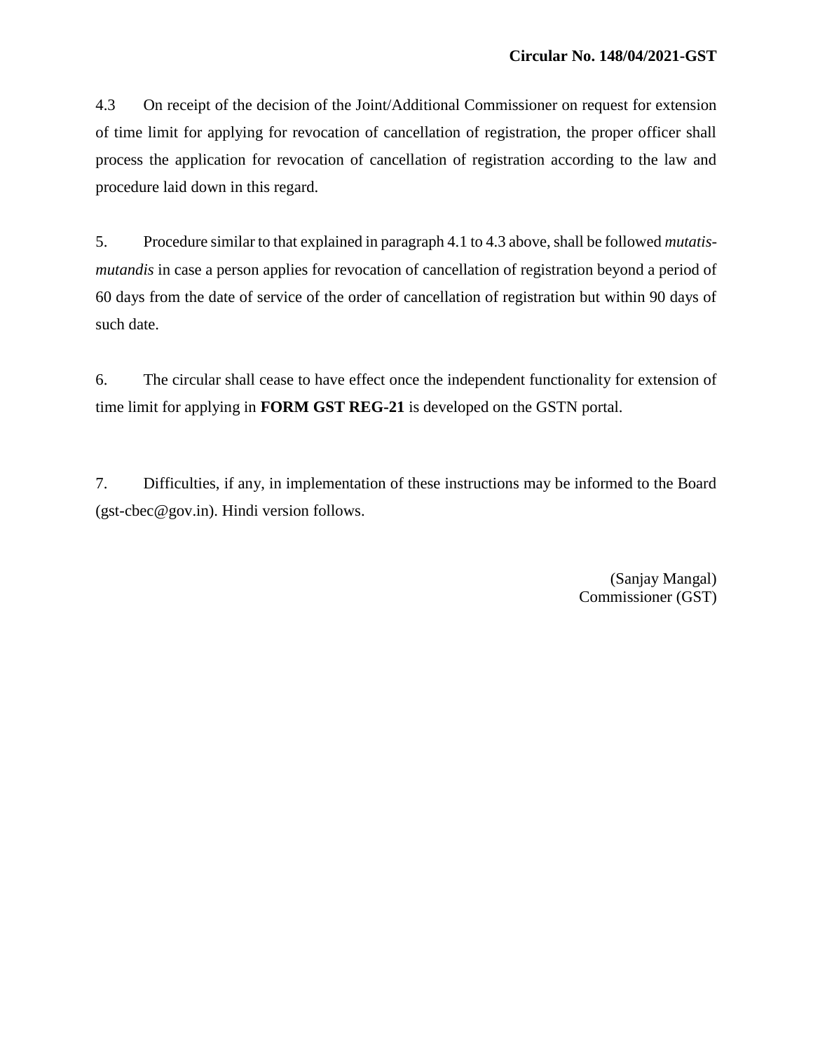4.3 On receipt of the decision of the Joint/Additional Commissioner on request for extension of time limit for applying for revocation of cancellation of registration, the proper officer shall process the application for revocation of cancellation of registration according to the law and procedure laid down in this regard.

5. Procedure similar to that explained in paragraph 4.1 to 4.3 above, shall be followed *mutatis-mutandis* in case a person applies for revocation of cancellation of registration beyond a period of 60 days from the date of service of the order of cancellation of registration but within 90 days of such date.

6. The circular shall cease to have effect once the independent functionality for extension of time limit for applying in **FORM GST REG-21** is developed on the GSTN portal.

7. Difficulties, if any, in implementation of these instructions may be informed to the Board (gst-cbec@gov.in). Hindi version follows.

(Sanjay Mangal)
Commissioner (GST)